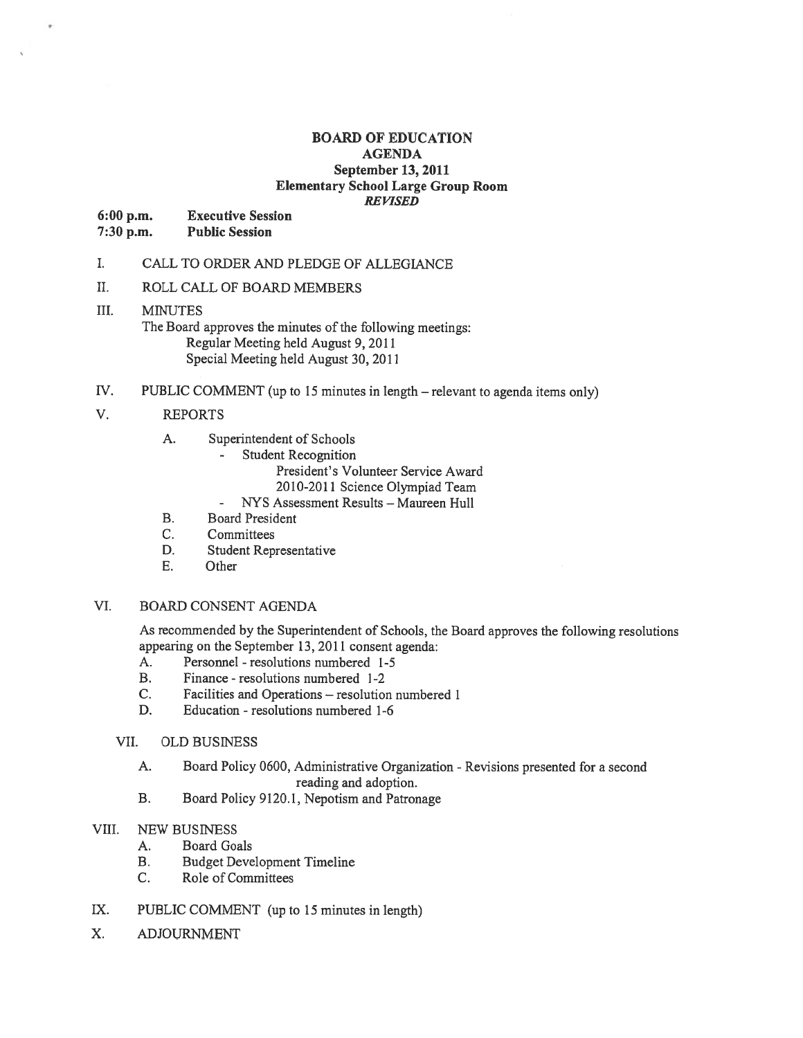# BOARD OF EDUCATION
## AGENDA
## September 13, 2011
## Elementary School Large Group Room
***REVISED***

**6:00 p.m.** **Executive Session**
**7:30 p.m.** **Public Session**

I. CALL TO ORDER AND PLEDGE OF ALLEGIANCE

II. ROLL CALL OF BOARD MEMBERS

III. MINUTES

The Board approves the minutes of the following meetings:
Regular Meeting held August 9, 2011
Special Meeting held August 30, 2011

IV. PUBLIC COMMENT (up to 15 minutes in length – relevant to agenda items only)

V. REPORTS

A. Superintendent of Schools
- Student Recognition
  President's Volunteer Service Award
  2010-2011 Science Olympiad Team
- NYS Assessment Results – Maureen Hull

B. Board President
C. Committees
D. Student Representative
E. Other

VI. BOARD CONSENT AGENDA

As recommended by the Superintendent of Schools, the Board approves the following resolutions appearing on the September 13, 2011 consent agenda:

A. Personnel - resolutions numbered 1-5
B. Finance - resolutions numbered 1-2
C. Facilities and Operations – resolution numbered 1
D. Education - resolutions numbered 1-6

VII. OLD BUSINESS

A. Board Policy 0600, Administrative Organization - Revisions presented for a second reading and adoption.
B. Board Policy 9120.1, Nepotism and Patronage

VIII. NEW BUSINESS

A. Board Goals
B. Budget Development Timeline
C. Role of Committees

IX. PUBLIC COMMENT (up to 15 minutes in length)

X. ADJOURNMENT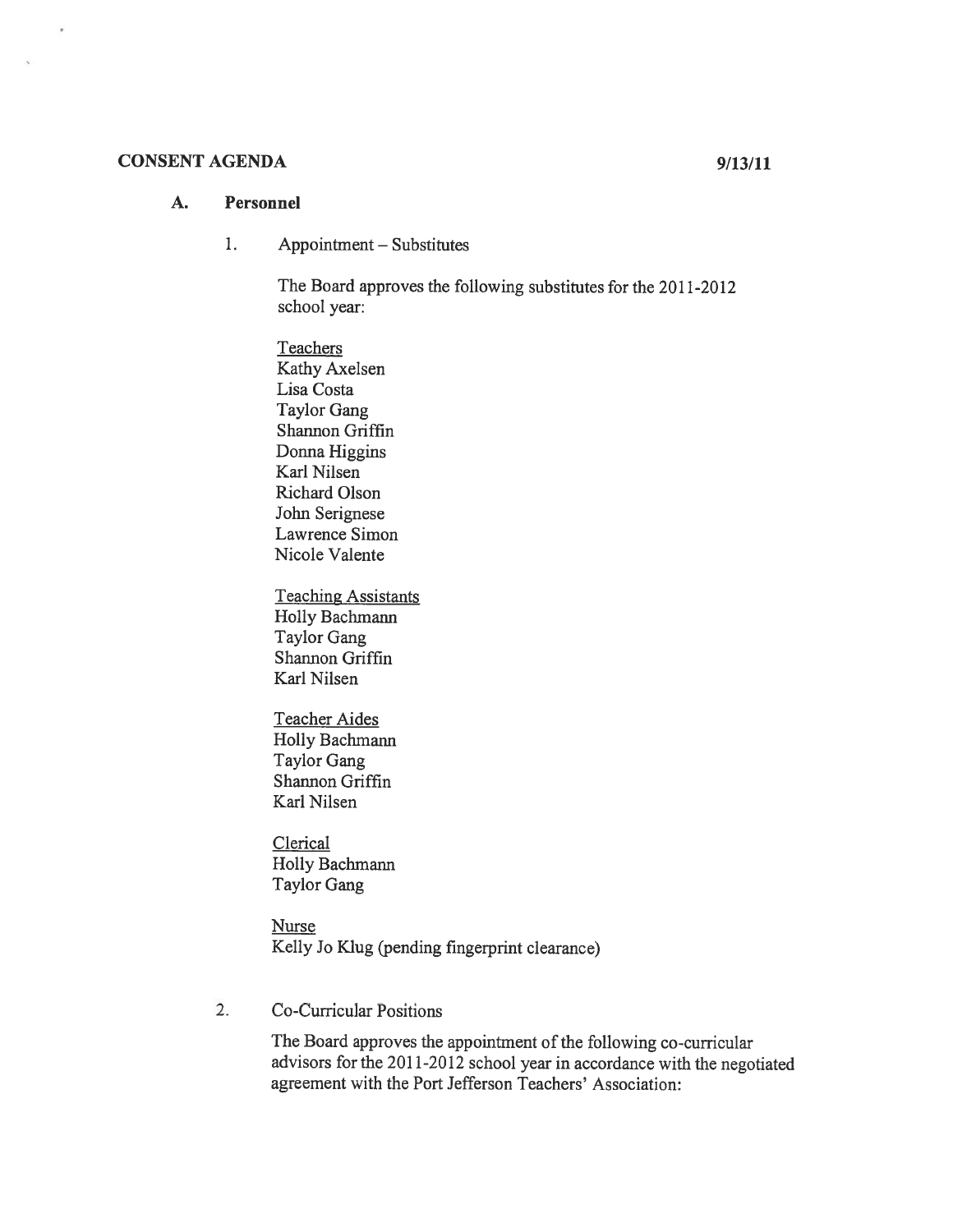**CONSENT AGENDA** **9/13/11**

**A. Personnel**

1. Appointment – Substitutes

   The Board approves the following substitutes for the 2011-2012 school year:

   <u>Teachers</u>
   Kathy Axelsen
   Lisa Costa
   Taylor Gang
   Shannon Griffin
   Donna Higgins
   Karl Nilsen
   Richard Olson
   John Serignese
   Lawrence Simon
   Nicole Valente

   <u>Teaching Assistants</u>
   Holly Bachmann
   Taylor Gang
   Shannon Griffin
   Karl Nilsen

   <u>Teacher Aides</u>
   Holly Bachmann
   Taylor Gang
   Shannon Griffin
   Karl Nilsen

   <u>Clerical</u>
   Holly Bachmann
   Taylor Gang

   <u>Nurse</u>
   Kelly Jo Klug (pending fingerprint clearance)

2. Co-Curricular Positions

   The Board approves the appointment of the following co-curricular advisors for the 2011-2012 school year in accordance with the negotiated agreement with the Port Jefferson Teachers' Association: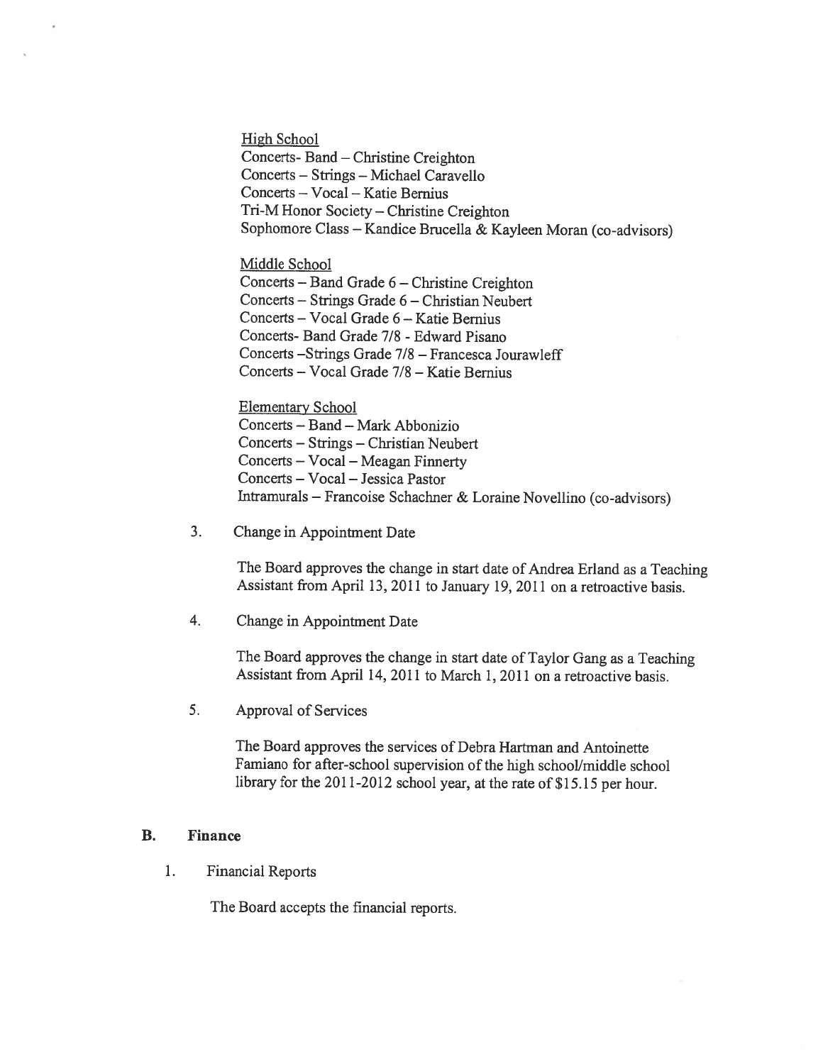High School

Concerts- Band – Christine Creighton
Concerts – Strings – Michael Caravello
Concerts – Vocal – Katie Bernius
Tri-M Honor Society – Christine Creighton
Sophomore Class – Kandice Brucella & Kayleen Moran (co-advisors)

Middle School

Concerts – Band Grade 6 – Christine Creighton
Concerts – Strings Grade 6 – Christian Neubert
Concerts – Vocal Grade 6 – Katie Bernius
Concerts- Band Grade 7/8 - Edward Pisano
Concerts –Strings Grade 7/8 – Francesca Jourawleff
Concerts – Vocal Grade 7/8 – Katie Bernius

Elementary School

Concerts – Band – Mark Abbonizio
Concerts – Strings – Christian Neubert
Concerts – Vocal – Meagan Finnerty
Concerts – Vocal – Jessica Pastor
Intramurals – Francoise Schachner & Loraine Novellino (co-advisors)

3. Change in Appointment Date

   The Board approves the change in start date of Andrea Erland as a Teaching Assistant from April 13, 2011 to January 19, 2011 on a retroactive basis.

4. Change in Appointment Date

   The Board approves the change in start date of Taylor Gang as a Teaching Assistant from April 14, 2011 to March 1, 2011 on a retroactive basis.

5. Approval of Services

   The Board approves the services of Debra Hartman and Antoinette Famiano for after-school supervision of the high school/middle school library for the 2011-2012 school year, at the rate of $15.15 per hour.

## B. Finance

1. Financial Reports

   The Board accepts the financial reports.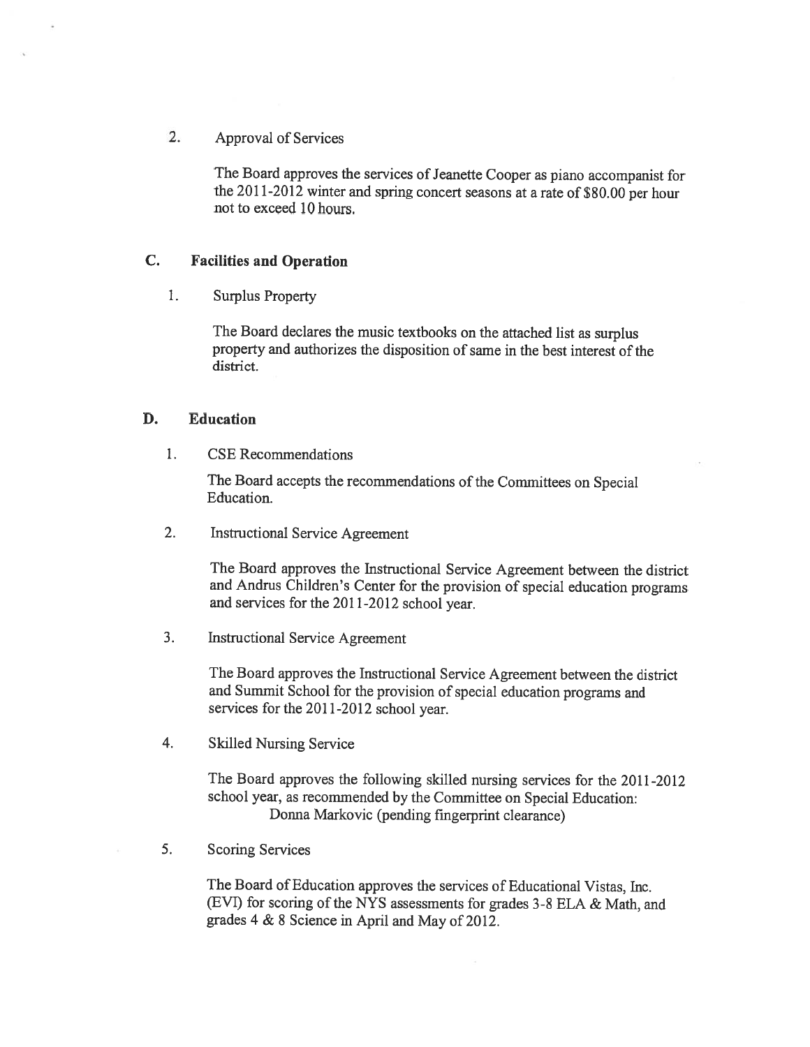2. Approval of Services

   The Board approves the services of Jeanette Cooper as piano accompanist for the 2011-2012 winter and spring concert seasons at a rate of $80.00 per hour not to exceed 10 hours.

## C. Facilities and Operation

1. Surplus Property

   The Board declares the music textbooks on the attached list as surplus property and authorizes the disposition of same in the best interest of the district.

## D. Education

1. CSE Recommendations

   The Board accepts the recommendations of the Committees on Special Education.

2. Instructional Service Agreement

   The Board approves the Instructional Service Agreement between the district and Andrus Children's Center for the provision of special education programs and services for the 2011-2012 school year.

3. Instructional Service Agreement

   The Board approves the Instructional Service Agreement between the district and Summit School for the provision of special education programs and services for the 2011-2012 school year.

4. Skilled Nursing Service

   The Board approves the following skilled nursing services for the 2011-2012 school year, as recommended by the Committee on Special Education:
   Donna Markovic (pending fingerprint clearance)

5. Scoring Services

   The Board of Education approves the services of Educational Vistas, Inc. (EVI) for scoring of the NYS assessments for grades 3-8 ELA & Math, and grades 4 & 8 Science in April and May of 2012.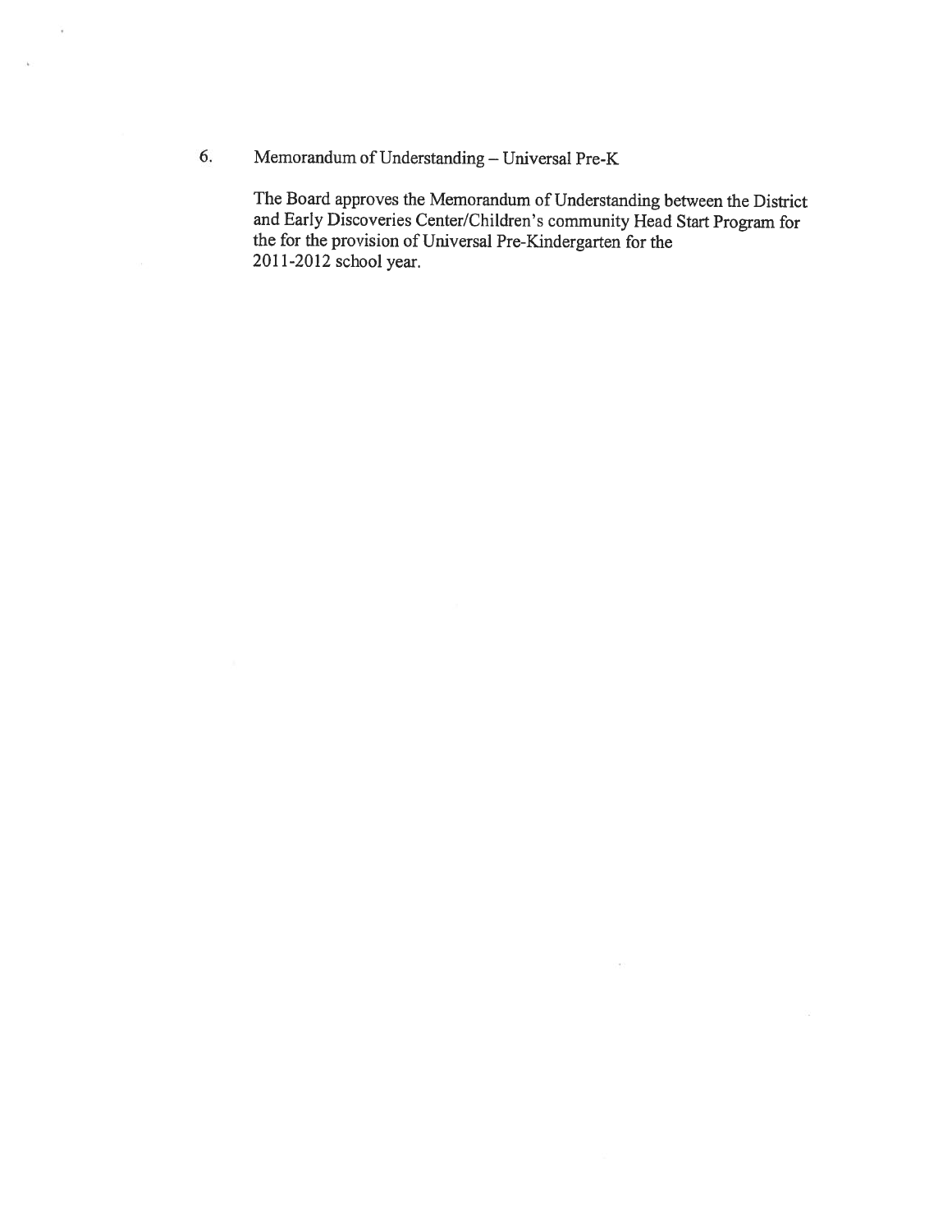6. Memorandum of Understanding – Universal Pre-K

   The Board approves the Memorandum of Understanding between the District and Early Discoveries Center/Children's community Head Start Program for the for the provision of Universal Pre-Kindergarten for the 2011-2012 school year.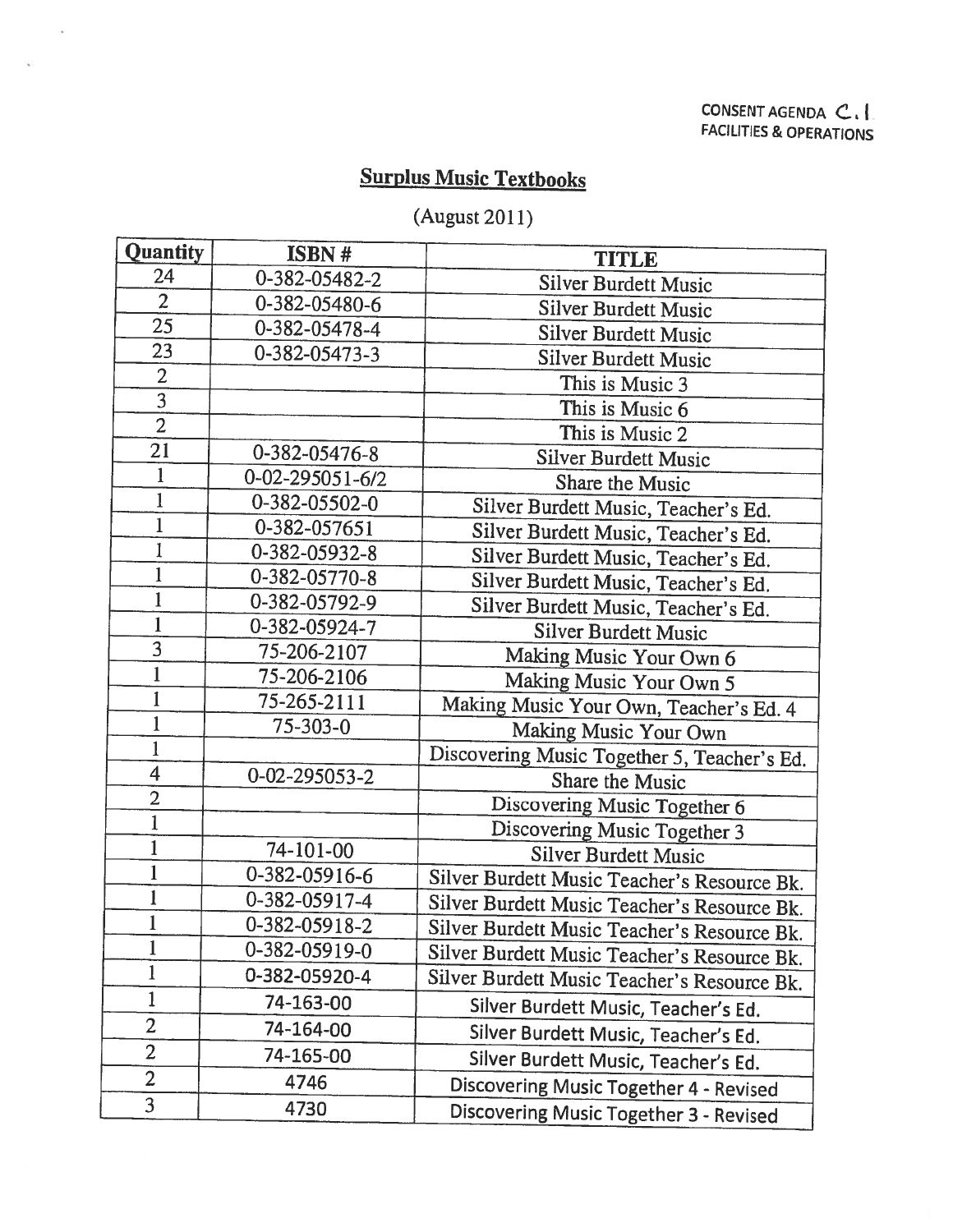CONSENT AGENDA C.1
FACILITIES & OPERATIONS

## Surplus Music Textbooks

(August 2011)

| Quantity | ISBN # | TITLE |
|---|---|---|
| 24 | 0-382-05482-2 | Silver Burdett Music |
| 2 | 0-382-05480-6 | Silver Burdett Music |
| 25 | 0-382-05478-4 | Silver Burdett Music |
| 23 | 0-382-05473-3 | Silver Burdett Music |
| 2 | | This is Music 3 |
| 3 | | This is Music 6 |
| 2 | | This is Music 2 |
| 21 | 0-382-05476-8 | Silver Burdett Music |
| 1 | 0-02-295051-6/2 | Share the Music |
| 1 | 0-382-05502-0 | Silver Burdett Music, Teacher's Ed. |
| 1 | 0-382-057651 | Silver Burdett Music, Teacher's Ed. |
| 1 | 0-382-05932-8 | Silver Burdett Music, Teacher's Ed. |
| 1 | 0-382-05770-8 | Silver Burdett Music, Teacher's Ed. |
| 1 | 0-382-05792-9 | Silver Burdett Music, Teacher's Ed. |
| 1 | 0-382-05924-7 | Silver Burdett Music |
| 3 | 75-206-2107 | Making Music Your Own 6 |
| 1 | 75-206-2106 | Making Music Your Own 5 |
| 1 | 75-265-2111 | Making Music Your Own, Teacher's Ed. 4 |
| 1 | 75-303-0 | Making Music Your Own |
| 1 | | Discovering Music Together 5, Teacher's Ed. |
| 4 | 0-02-295053-2 | Share the Music |
| 2 | | Discovering Music Together 6 |
| 1 | | Discovering Music Together 3 |
| 1 | 74-101-00 | Silver Burdett Music |
| 1 | 0-382-05916-6 | Silver Burdett Music Teacher's Resource Bk. |
| 1 | 0-382-05917-4 | Silver Burdett Music Teacher's Resource Bk. |
| 1 | 0-382-05918-2 | Silver Burdett Music Teacher's Resource Bk. |
| 1 | 0-382-05919-0 | Silver Burdett Music Teacher's Resource Bk. |
| 1 | 0-382-05920-4 | Silver Burdett Music Teacher's Resource Bk. |
| 1 | 74-163-00 | Silver Burdett Music, Teacher's Ed. |
| 2 | 74-164-00 | Silver Burdett Music, Teacher's Ed. |
| 2 | 74-165-00 | Silver Burdett Music, Teacher's Ed. |
| 2 | 4746 | Discovering Music Together 4 - Revised |
| 3 | 4730 | Discovering Music Together 3 - Revised |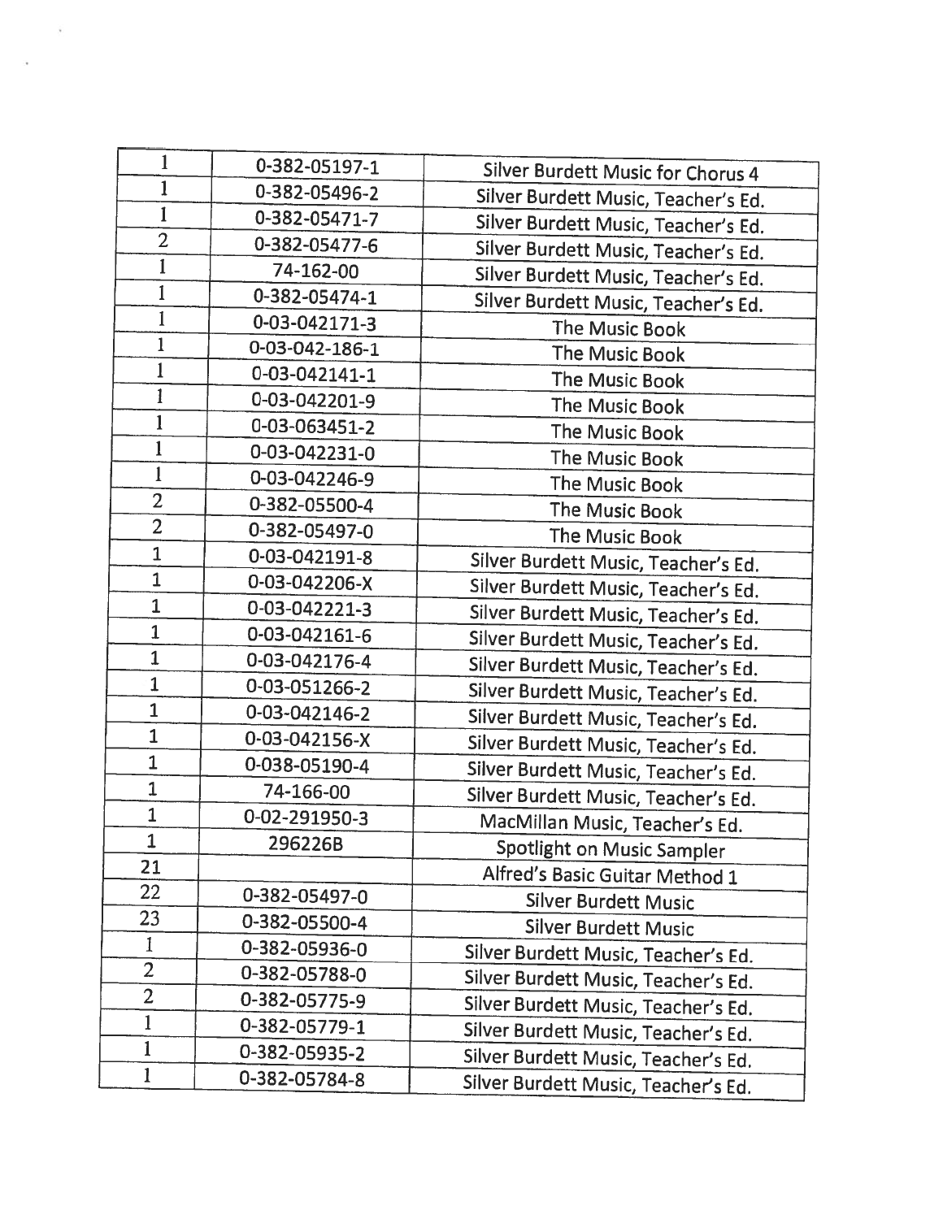| | | |
|---|---|---|
| 1 | 0-382-05197-1 | Silver Burdett Music for Chorus 4 |
| 1 | 0-382-05496-2 | Silver Burdett Music, Teacher's Ed. |
| 1 | 0-382-05471-7 | Silver Burdett Music, Teacher's Ed. |
| 2 | 0-382-05477-6 | Silver Burdett Music, Teacher's Ed. |
| 1 | 74-162-00 | Silver Burdett Music, Teacher's Ed. |
| 1 | 0-382-05474-1 | Silver Burdett Music, Teacher's Ed. |
| 1 | 0-03-042171-3 | The Music Book |
| 1 | 0-03-042-186-1 | The Music Book |
| 1 | 0-03-042141-1 | The Music Book |
| 1 | 0-03-042201-9 | The Music Book |
| 1 | 0-03-063451-2 | The Music Book |
| 1 | 0-03-042231-0 | The Music Book |
| 1 | 0-03-042246-9 | The Music Book |
| 2 | 0-382-05500-4 | The Music Book |
| 2 | 0-382-05497-0 | The Music Book |
| 1 | 0-03-042191-8 | Silver Burdett Music, Teacher's Ed. |
| 1 | 0-03-042206-X | Silver Burdett Music, Teacher's Ed. |
| 1 | 0-03-042221-3 | Silver Burdett Music, Teacher's Ed. |
| 1 | 0-03-042161-6 | Silver Burdett Music, Teacher's Ed. |
| 1 | 0-03-042176-4 | Silver Burdett Music, Teacher's Ed. |
| 1 | 0-03-051266-2 | Silver Burdett Music, Teacher's Ed. |
| 1 | 0-03-042146-2 | Silver Burdett Music, Teacher's Ed. |
| 1 | 0-03-042156-X | Silver Burdett Music, Teacher's Ed. |
| 1 | 0-038-05190-4 | Silver Burdett Music, Teacher's Ed. |
| 1 | 74-166-00 | Silver Burdett Music, Teacher's Ed. |
| 1 | 0-02-291950-3 | MacMillan Music, Teacher's Ed. |
| 1 | 296226B | Spotlight on Music Sampler |
| 21 | | Alfred's Basic Guitar Method 1 |
| 22 | 0-382-05497-0 | Silver Burdett Music |
| 23 | 0-382-05500-4 | Silver Burdett Music |
| 1 | 0-382-05936-0 | Silver Burdett Music, Teacher's Ed. |
| 2 | 0-382-05788-0 | Silver Burdett Music, Teacher's Ed. |
| 2 | 0-382-05775-9 | Silver Burdett Music, Teacher's Ed. |
| 1 | 0-382-05779-1 | Silver Burdett Music, Teacher's Ed. |
| 1 | 0-382-05935-2 | Silver Burdett Music, Teacher's Ed. |
| 1 | 0-382-05784-8 | Silver Burdett Music, Teacher's Ed. |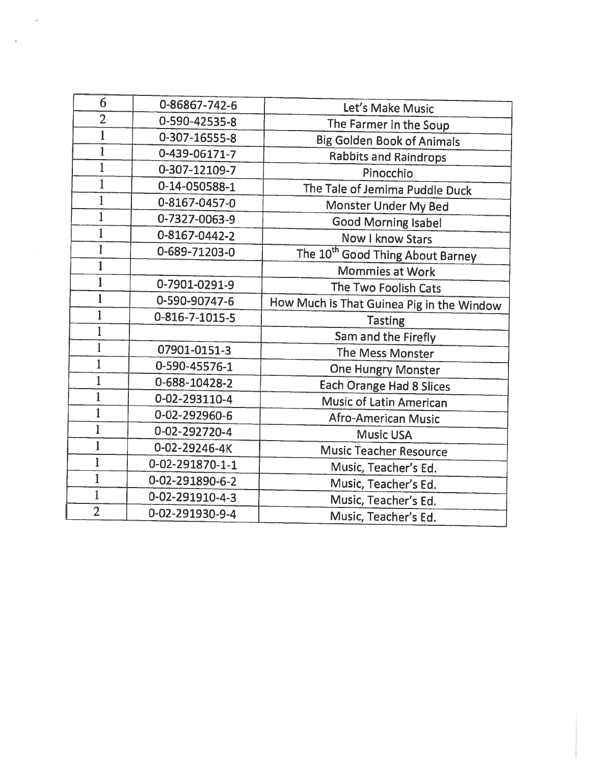| 6 | 0-86867-742-6 | Let's Make Music |
|---|---|---|
| 2 | 0-590-42535-8 | The Farmer in the Soup |
| 1 | 0-307-16555-8 | Big Golden Book of Animals |
| 1 | 0-439-06171-7 | Rabbits and Raindrops |
| 1 | 0-307-12109-7 | Pinocchio |
| 1 | 0-14-050588-1 | The Tale of Jemima Puddle Duck |
| 1 | 0-8167-0457-0 | Monster Under My Bed |
| 1 | 0-7327-0063-9 | Good Morning Isabel |
| 1 | 0-8167-0442-2 | Now I know Stars |
| 1 | 0-689-71203-0 | The 10th Good Thing About Barney |
| 1 | | Mommies at Work |
| 1 | 0-7901-0291-9 | The Two Foolish Cats |
| 1 | 0-590-90747-6 | How Much is That Guinea Pig in the Window |
| 1 | 0-816-7-1015-5 | Tasting |
| 1 | | Sam and the Firefly |
| 1 | 07901-0151-3 | The Mess Monster |
| 1 | 0-590-45576-1 | One Hungry Monster |
| 1 | 0-688-10428-2 | Each Orange Had 8 Slices |
| 1 | 0-02-293110-4 | Music of Latin American |
| 1 | 0-02-292960-6 | Afro-American Music |
| 1 | 0-02-292720-4 | Music USA |
| 1 | 0-02-29246-4K | Music Teacher Resource |
| 1 | 0-02-291870-1-1 | Music, Teacher's Ed. |
| 1 | 0-02-291890-6-2 | Music, Teacher's Ed. |
| 1 | 0-02-291910-4-3 | Music, Teacher's Ed. |
| 2 | 0-02-291930-9-4 | Music, Teacher's Ed. |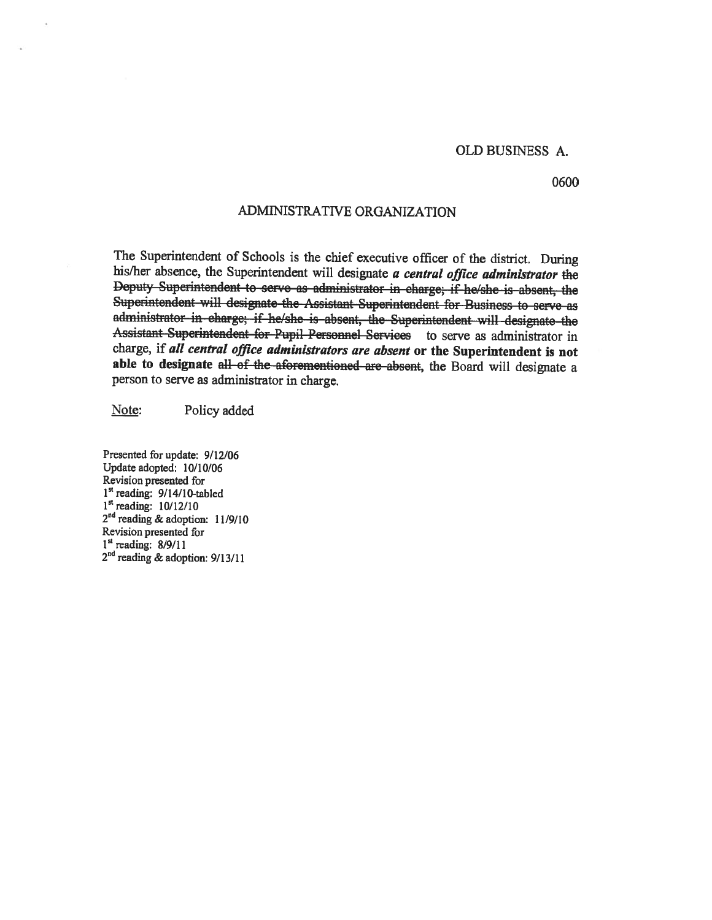OLD BUSINESS A.

0600

# ADMINISTRATIVE ORGANIZATION

The Superintendent of Schools is the chief executive officer of the district. During his/her absence, the Superintendent will designate ***a central office administrator*** ~~the Deputy Superintendent to serve as administrator in charge; if he/she is absent, the Superintendent will designate the Assistant Superintendent for Business to serve as administrator in charge; if he/she is absent, the Superintendent will designate the Assistant Superintendent for Pupil Personnel Services~~ to serve as administrator in charge, if ***all central office administrators are absent*** **or the Superintendent is not able to designate** ~~all of the aforementioned are absent~~, the Board will designate a person to serve as administrator in charge.

Note: Policy added

Presented for update: 9/12/06
Update adopted: 10/10/06
Revision presented for
1st reading: 9/14/10-tabled
1st reading: 10/12/10
2nd reading & adoption: 11/9/10
Revision presented for
1st reading: 8/9/11
2nd reading & adoption: 9/13/11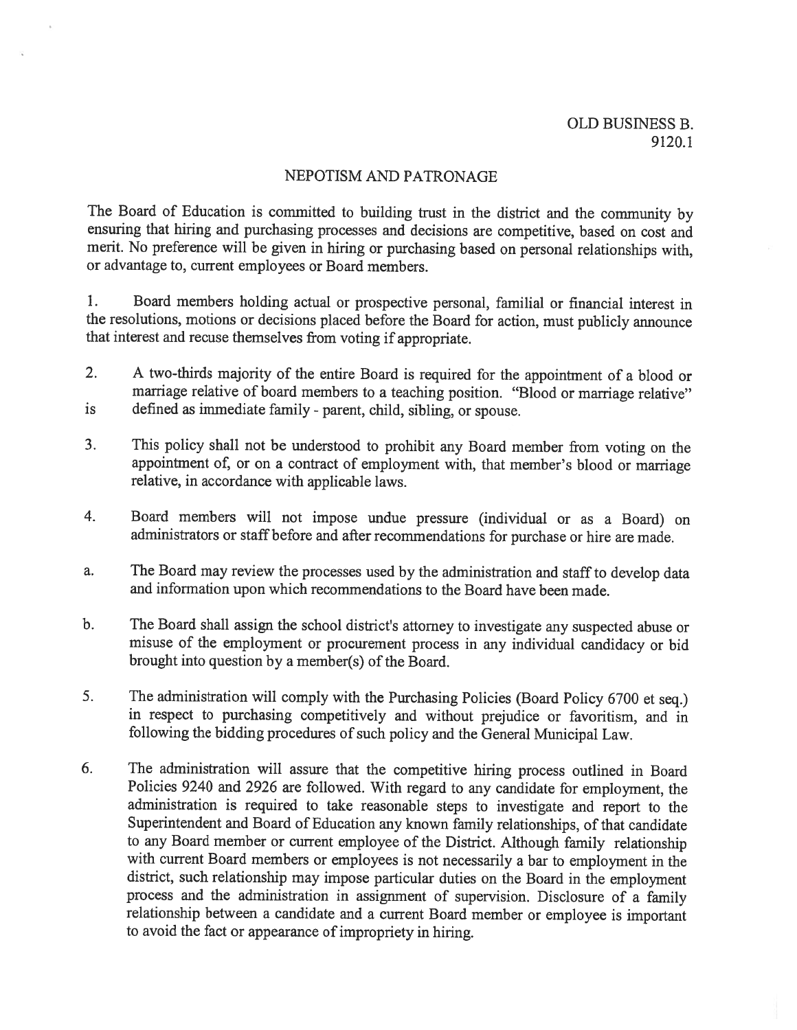OLD BUSINESS B.
9120.1

# NEPOTISM AND PATRONAGE

The Board of Education is committed to building trust in the district and the community by ensuring that hiring and purchasing processes and decisions are competitive, based on cost and merit. No preference will be given in hiring or purchasing based on personal relationships with, or advantage to, current employees or Board members.

1. Board members holding actual or prospective personal, familial or financial interest in the resolutions, motions or decisions placed before the Board for action, must publicly announce that interest and recuse themselves from voting if appropriate.

2. A two-thirds majority of the entire Board is required for the appointment of a blood or marriage relative of board members to a teaching position. "Blood or marriage relative" is defined as immediate family - parent, child, sibling, or spouse.

3. This policy shall not be understood to prohibit any Board member from voting on the appointment of, or on a contract of employment with, that member's blood or marriage relative, in accordance with applicable laws.

4. Board members will not impose undue pressure (individual or as a Board) on administrators or staff before and after recommendations for purchase or hire are made.

   a. The Board may review the processes used by the administration and staff to develop data and information upon which recommendations to the Board have been made.

   b. The Board shall assign the school district's attorney to investigate any suspected abuse or misuse of the employment or procurement process in any individual candidacy or bid brought into question by a member(s) of the Board.

5. The administration will comply with the Purchasing Policies (Board Policy 6700 et seq.) in respect to purchasing competitively and without prejudice or favoritism, and in following the bidding procedures of such policy and the General Municipal Law.

6. The administration will assure that the competitive hiring process outlined in Board Policies 9240 and 2926 are followed. With regard to any candidate for employment, the administration is required to take reasonable steps to investigate and report to the Superintendent and Board of Education any known family relationships, of that candidate to any Board member or current employee of the District. Although family relationship with current Board members or employees is not necessarily a bar to employment in the district, such relationship may impose particular duties on the Board in the employment process and the administration in assignment of supervision. Disclosure of a family relationship between a candidate and a current Board member or employee is important to avoid the fact or appearance of impropriety in hiring.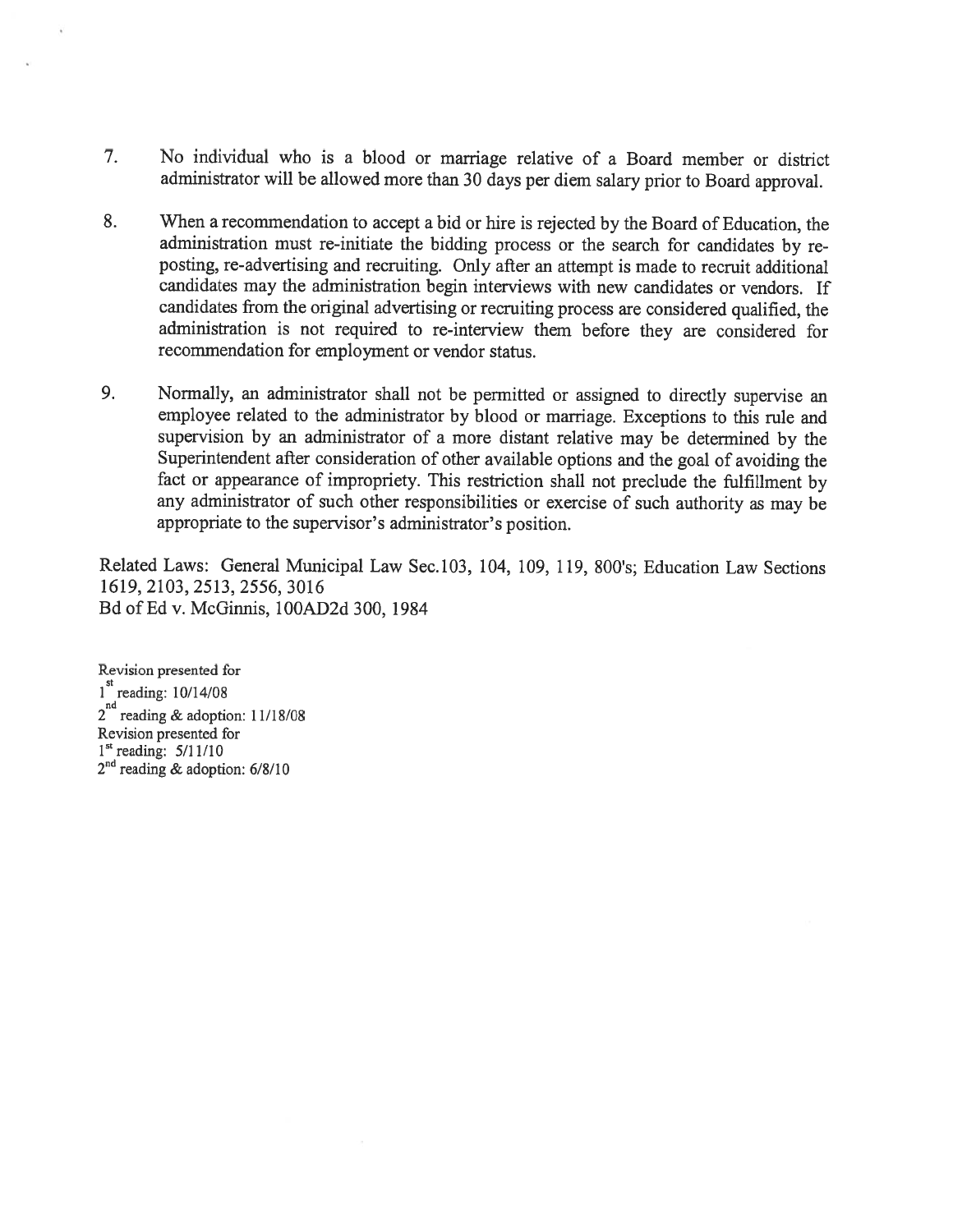7. No individual who is a blood or marriage relative of a Board member or district administrator will be allowed more than 30 days per diem salary prior to Board approval.

8. When a recommendation to accept a bid or hire is rejected by the Board of Education, the administration must re-initiate the bidding process or the search for candidates by re-posting, re-advertising and recruiting. Only after an attempt is made to recruit additional candidates may the administration begin interviews with new candidates or vendors. If candidates from the original advertising or recruiting process are considered qualified, the administration is not required to re-interview them before they are considered for recommendation for employment or vendor status.

9. Normally, an administrator shall not be permitted or assigned to directly supervise an employee related to the administrator by blood or marriage. Exceptions to this rule and supervision by an administrator of a more distant relative may be determined by the Superintendent after consideration of other available options and the goal of avoiding the fact or appearance of impropriety. This restriction shall not preclude the fulfillment by any administrator of such other responsibilities or exercise of such authority as may be appropriate to the supervisor's administrator's position.

Related Laws: General Municipal Law Sec.103, 104, 109, 119, 800's; Education Law Sections 1619, 2103, 2513, 2556, 3016
Bd of Ed v. McGinnis, 100AD2d 300, 1984

Revision presented for
1st reading: 10/14/08
2nd reading & adoption: 11/18/08
Revision presented for
1st reading: 5/11/10
2nd reading & adoption: 6/8/10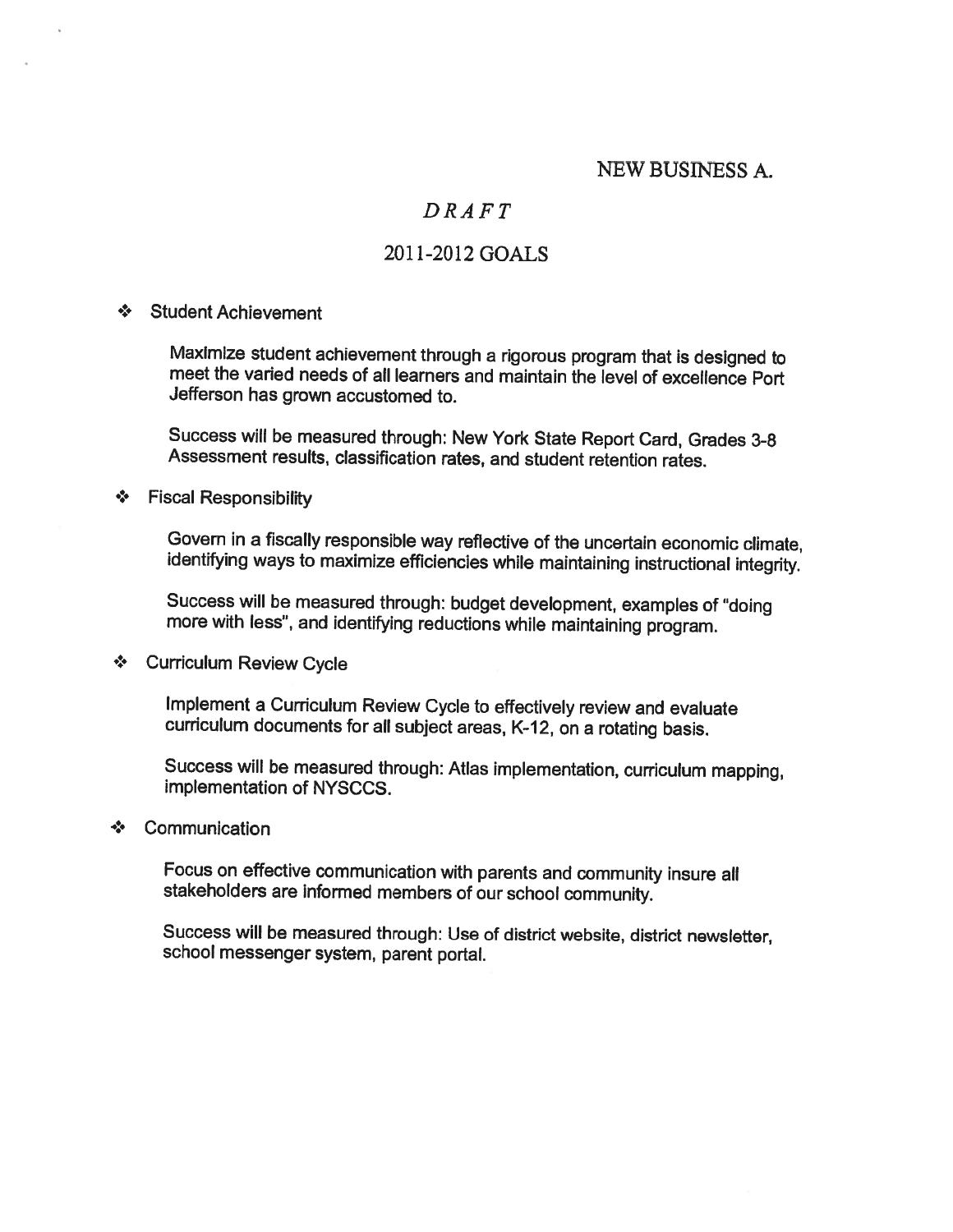NEW BUSINESS A.

# *DRAFT*

## 2011-2012 GOALS

- Student Achievement

  Maximize student achievement through a rigorous program that is designed to meet the varied needs of all learners and maintain the level of excellence Port Jefferson has grown accustomed to.

  Success will be measured through: New York State Report Card, Grades 3-8 Assessment results, classification rates, and student retention rates.

- Fiscal Responsibility

  Govern in a fiscally responsible way reflective of the uncertain economic climate, identifying ways to maximize efficiencies while maintaining instructional integrity.

  Success will be measured through: budget development, examples of "doing more with less", and identifying reductions while maintaining program.

- Curriculum Review Cycle

  Implement a Curriculum Review Cycle to effectively review and evaluate curriculum documents for all subject areas, K-12, on a rotating basis.

  Success will be measured through: Atlas implementation, curriculum mapping, implementation of NYSCCS.

- Communication

  Focus on effective communication with parents and community insure all stakeholders are informed members of our school community.

  Success will be measured through: Use of district website, district newsletter, school messenger system, parent portal.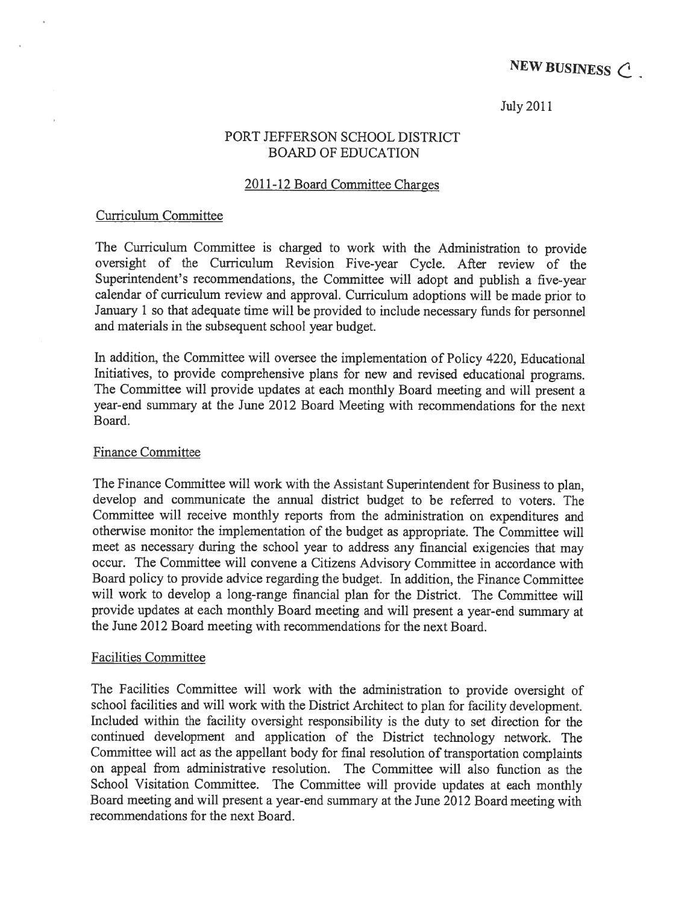NEW BUSINESS C.

July 2011

# PORT JEFFERSON SCHOOL DISTRICT
# BOARD OF EDUCATION

## 2011-12 Board Committee Charges

### Curriculum Committee

The Curriculum Committee is charged to work with the Administration to provide oversight of the Curriculum Revision Five-year Cycle. After review of the Superintendent's recommendations, the Committee will adopt and publish a five-year calendar of curriculum review and approval. Curriculum adoptions will be made prior to January 1 so that adequate time will be provided to include necessary funds for personnel and materials in the subsequent school year budget.

In addition, the Committee will oversee the implementation of Policy 4220, Educational Initiatives, to provide comprehensive plans for new and revised educational programs. The Committee will provide updates at each monthly Board meeting and will present a year-end summary at the June 2012 Board Meeting with recommendations for the next Board.

### Finance Committee

The Finance Committee will work with the Assistant Superintendent for Business to plan, develop and communicate the annual district budget to be referred to voters. The Committee will receive monthly reports from the administration on expenditures and otherwise monitor the implementation of the budget as appropriate. The Committee will meet as necessary during the school year to address any financial exigencies that may occur. The Committee will convene a Citizens Advisory Committee in accordance with Board policy to provide advice regarding the budget. In addition, the Finance Committee will work to develop a long-range financial plan for the District. The Committee will provide updates at each monthly Board meeting and will present a year-end summary at the June 2012 Board meeting with recommendations for the next Board.

### Facilities Committee

The Facilities Committee will work with the administration to provide oversight of school facilities and will work with the District Architect to plan for facility development. Included within the facility oversight responsibility is the duty to set direction for the continued development and application of the District technology network. The Committee will act as the appellant body for final resolution of transportation complaints on appeal from administrative resolution. The Committee will also function as the School Visitation Committee. The Committee will provide updates at each monthly Board meeting and will present a year-end summary at the June 2012 Board meeting with recommendations for the next Board.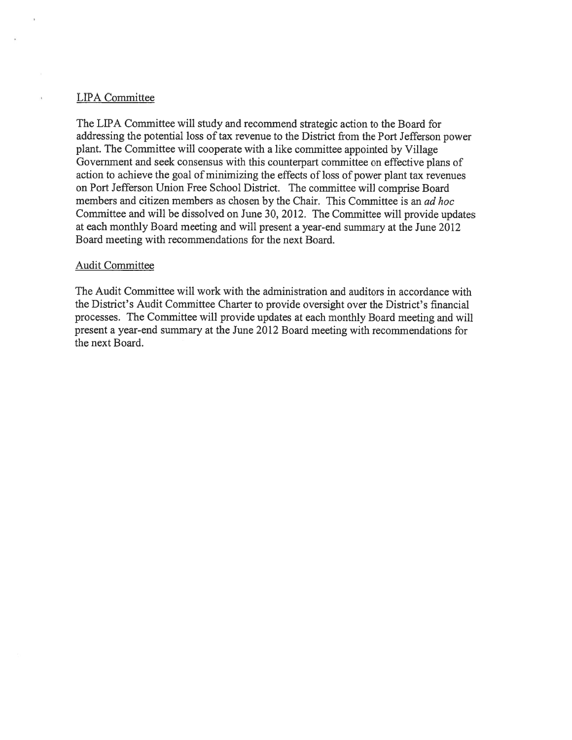## LIPA Committee

The LIPA Committee will study and recommend strategic action to the Board for addressing the potential loss of tax revenue to the District from the Port Jefferson power plant. The Committee will cooperate with a like committee appointed by Village Government and seek consensus with this counterpart committee on effective plans of action to achieve the goal of minimizing the effects of loss of power plant tax revenues on Port Jefferson Union Free School District. The committee will comprise Board members and citizen members as chosen by the Chair. This Committee is an *ad hoc* Committee and will be dissolved on June 30, 2012. The Committee will provide updates at each monthly Board meeting and will present a year-end summary at the June 2012 Board meeting with recommendations for the next Board.

## Audit Committee

The Audit Committee will work with the administration and auditors in accordance with the District's Audit Committee Charter to provide oversight over the District's financial processes. The Committee will provide updates at each monthly Board meeting and will present a year-end summary at the June 2012 Board meeting with recommendations for the next Board.